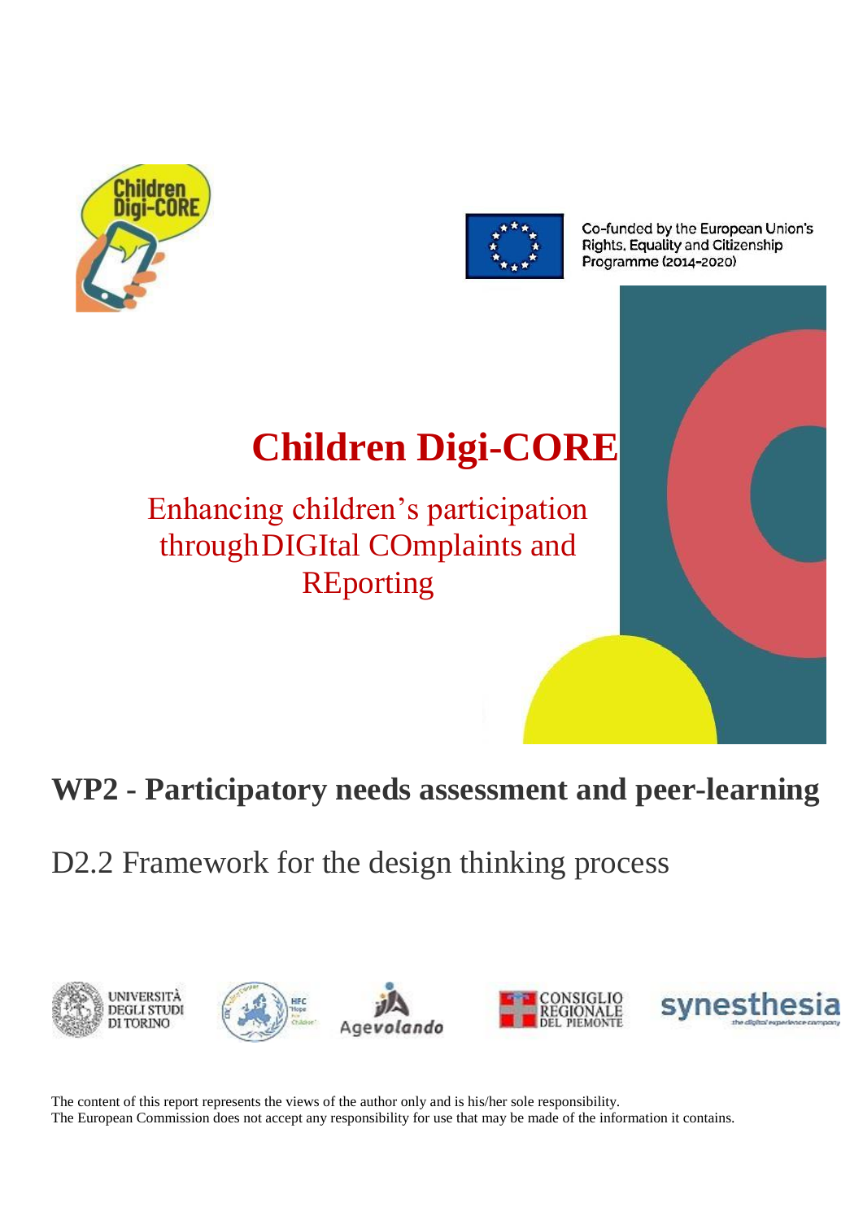Co-funded by the European Union's Rights, Equality and Citizenship Programme (2014-2020)

# Children Digi-CORE

Enhancing children's participation throughDIGItal COmplaints and REporting

## WP2 - Participatory needs assessment and peer-learning

D2.2 Framework for the design thinking process

The content of this report represents the views of the author only and is his/her sole responsibility.
The European Commission does not accept any responsibility for use that may be made of the information it contains.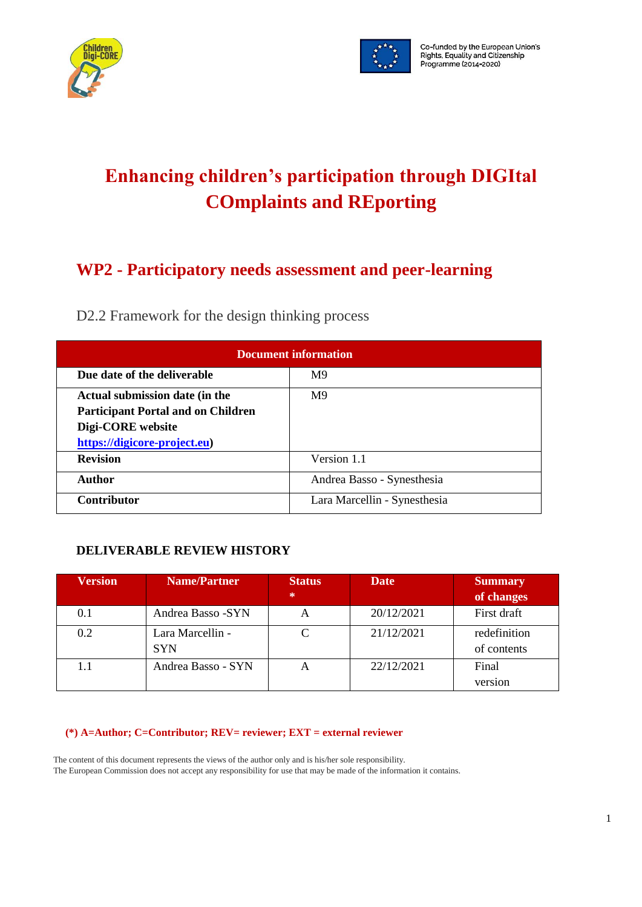Co-funded by the European Union's Rights, Equality and Citizenship Programme (2014-2020)

# Enhancing children's participation through DIGItal COmplaints and REporting

## WP2 - Participatory needs assessment and peer-learning

D2.2 Framework for the design thinking process

| Document information | |
|---|---|
| **Due date of the deliverable** | M9 |
| **Actual submission date (in the Participant Portal and on Children Digi-CORE website [https://digicore-project.eu](https://digicore-project.eu))** | M9 |
| **Revision** | Version 1.1 |
| **Author** | Andrea Basso - Synesthesia |
| **Contributor** | Lara Marcellin - Synesthesia |

**DELIVERABLE REVIEW HISTORY**

| Version | Name/Partner | Status * | Date | Summary of changes |
|---|---|---|---|---|
| 0.1 | Andrea Basso -SYN | A | 20/12/2021 | First draft |
| 0.2 | Lara Marcellin - SYN | C | 21/12/2021 | redefinition of contents |
| 1.1 | Andrea Basso - SYN | A | 22/12/2021 | Final version |

**(*) A=Author; C=Contributor; REV= reviewer; EXT = external reviewer**

The content of this document represents the views of the author only and is his/her sole responsibility.
The European Commission does not accept any responsibility for use that may be made of the information it contains.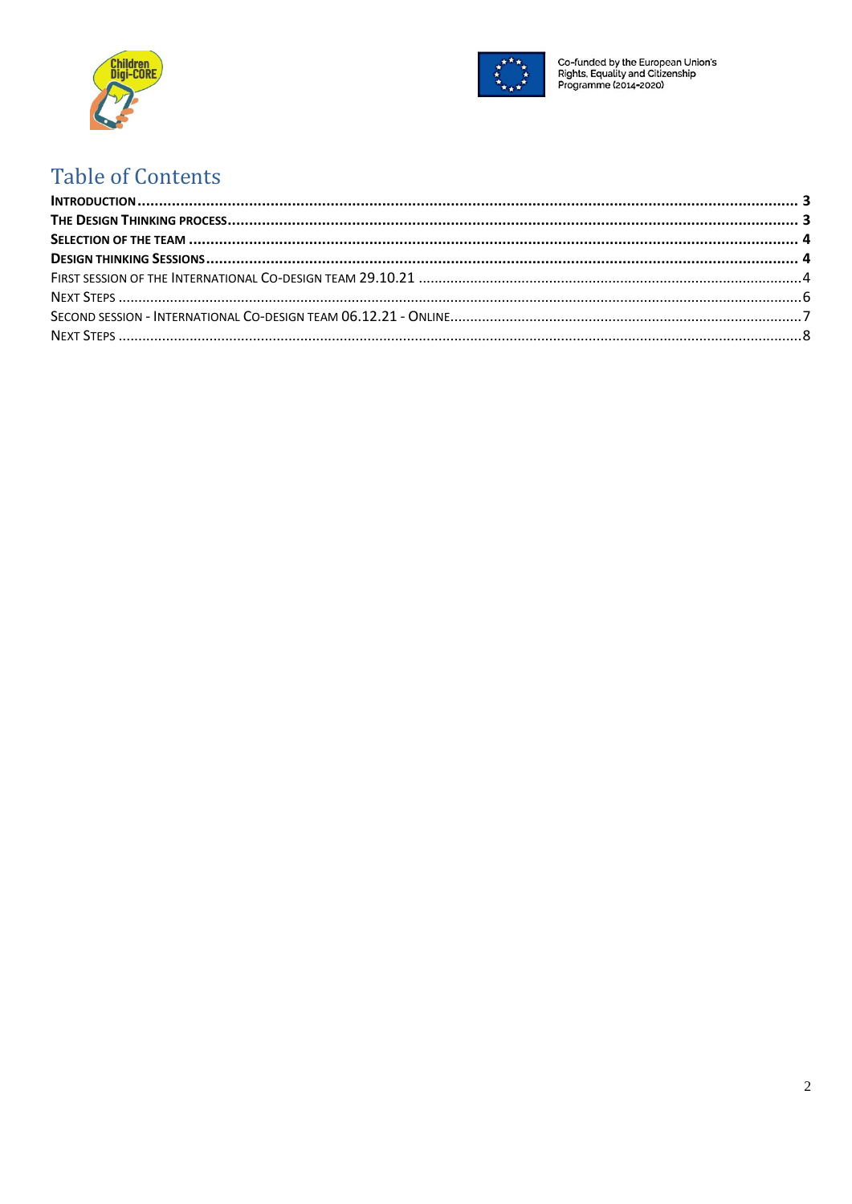# Table of Contents

**INTRODUCTION** ........................................................................................................................................ **3**

**THE DESIGN THINKING PROCESS** ................................................................................................................... **3**

**SELECTION OF THE TEAM** ............................................................................................................................ **4**

**DESIGN THINKING SESSIONS** ....................................................................................................................... **4**

FIRST SESSION OF THE INTERNATIONAL CO-DESIGN TEAM 29.10.21 ................................................................................ 4

NEXT STEPS .......................................................................................................................................................... 6

SECOND SESSION - INTERNATIONAL CO-DESIGN TEAM 06.12.21 - ONLINE ....................................................................... 7

NEXT STEPS .......................................................................................................................................................... 8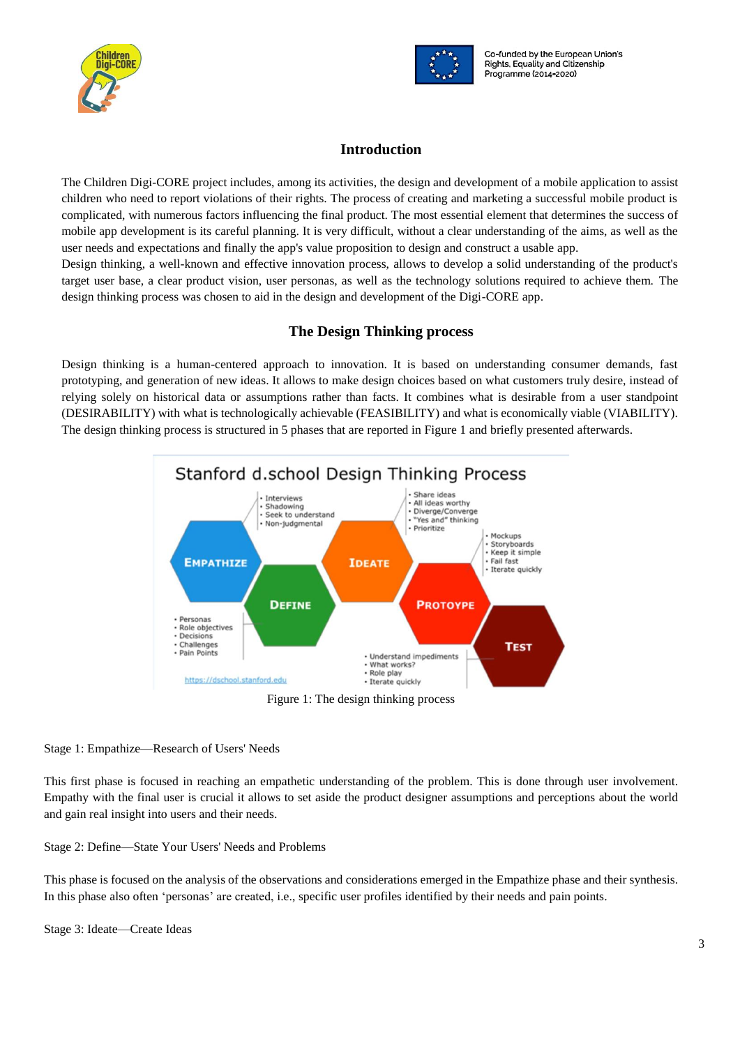## Introduction

The Children Digi-CORE project includes, among its activities, the design and development of a mobile application to assist children who need to report violations of their rights. The process of creating and marketing a successful mobile product is complicated, with numerous factors influencing the final product. The most essential element that determines the success of mobile app development is its careful planning. It is very difficult, without a clear understanding of the aims, as well as the user needs and expectations and finally the app's value proposition to design and construct a usable app.

Design thinking, a well-known and effective innovation process, allows to develop a solid understanding of the product's target user base, a clear product vision, user personas, as well as the technology solutions required to achieve them. The design thinking process was chosen to aid in the design and development of the Digi-CORE app.

## The Design Thinking process

Design thinking is a human-centered approach to innovation. It is based on understanding consumer demands, fast prototyping, and generation of new ideas. It allows to make design choices based on what customers truly desire, instead of relying solely on historical data or assumptions rather than facts. It combines what is desirable from a user standpoint (DESIRABILITY) with what is technologically achievable (FEASIBILITY) and what is economically viable (VIABILITY). The design thinking process is structured in 5 phases that are reported in Figure 1 and briefly presented afterwards.

Figure 1: The design thinking process

Stage 1: Empathize—Research of Users' Needs

This first phase is focused in reaching an empathetic understanding of the problem. This is done through user involvement. Empathy with the final user is crucial it allows to set aside the product designer assumptions and perceptions about the world and gain real insight into users and their needs.

Stage 2: Define—State Your Users' Needs and Problems

This phase is focused on the analysis of the observations and considerations emerged in the Empathize phase and their synthesis. In this phase also often 'personas' are created, i.e., specific user profiles identified by their needs and pain points.

Stage 3: Ideate—Create Ideas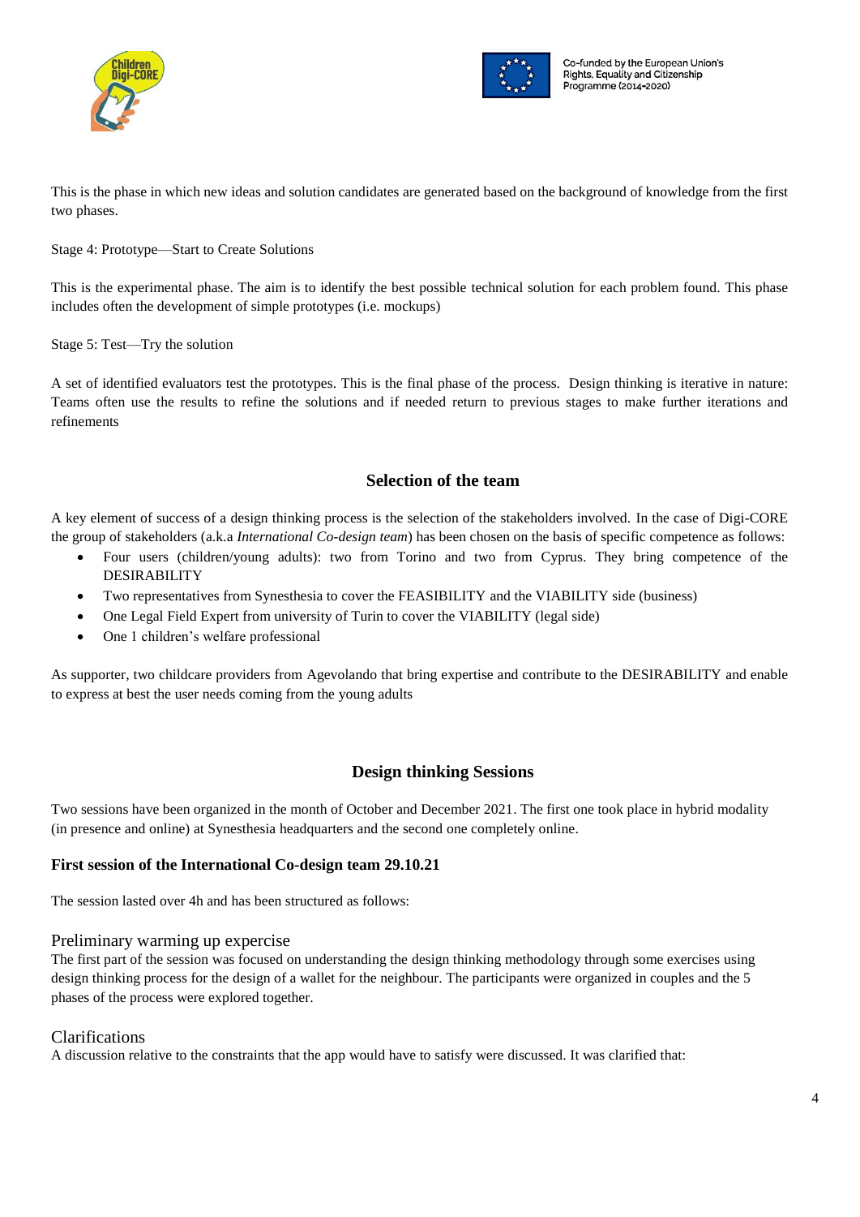This is the phase in which new ideas and solution candidates are generated based on the background of knowledge from the first two phases.

Stage 4: Prototype—Start to Create Solutions

This is the experimental phase. The aim is to identify the best possible technical solution for each problem found. This phase includes often the development of simple prototypes (i.e. mockups)

Stage 5: Test—Try the solution

A set of identified evaluators test the prototypes. This is the final phase of the process. Design thinking is iterative in nature: Teams often use the results to refine the solutions and if needed return to previous stages to make further iterations and refinements

## Selection of the team

A key element of success of a design thinking process is the selection of the stakeholders involved. In the case of Digi-CORE the group of stakeholders (a.k.a *International Co-design team*) has been chosen on the basis of specific competence as follows:

- Four users (children/young adults): two from Torino and two from Cyprus. They bring competence of the DESIRABILITY
- Two representatives from Synesthesia to cover the FEASIBILITY and the VIABILITY side (business)
- One Legal Field Expert from university of Turin to cover the VIABILITY (legal side)
- One 1 children's welfare professional

As supporter, two childcare providers from Agevolando that bring expertise and contribute to the DESIRABILITY and enable to express at best the user needs coming from the young adults

## Design thinking Sessions

Two sessions have been organized in the month of October and December 2021. The first one took place in hybrid modality (in presence and online) at Synesthesia headquarters and the second one completely online.

### First session of the International Co-design team 29.10.21

The session lasted over 4h and has been structured as follows:

#### Preliminary warming up expercise

The first part of the session was focused on understanding the design thinking methodology through some exercises using design thinking process for the design of a wallet for the neighbour. The participants were organized in couples and the 5 phases of the process were explored together.

#### Clarifications

A discussion relative to the constraints that the app would have to satisfy were discussed. It was clarified that: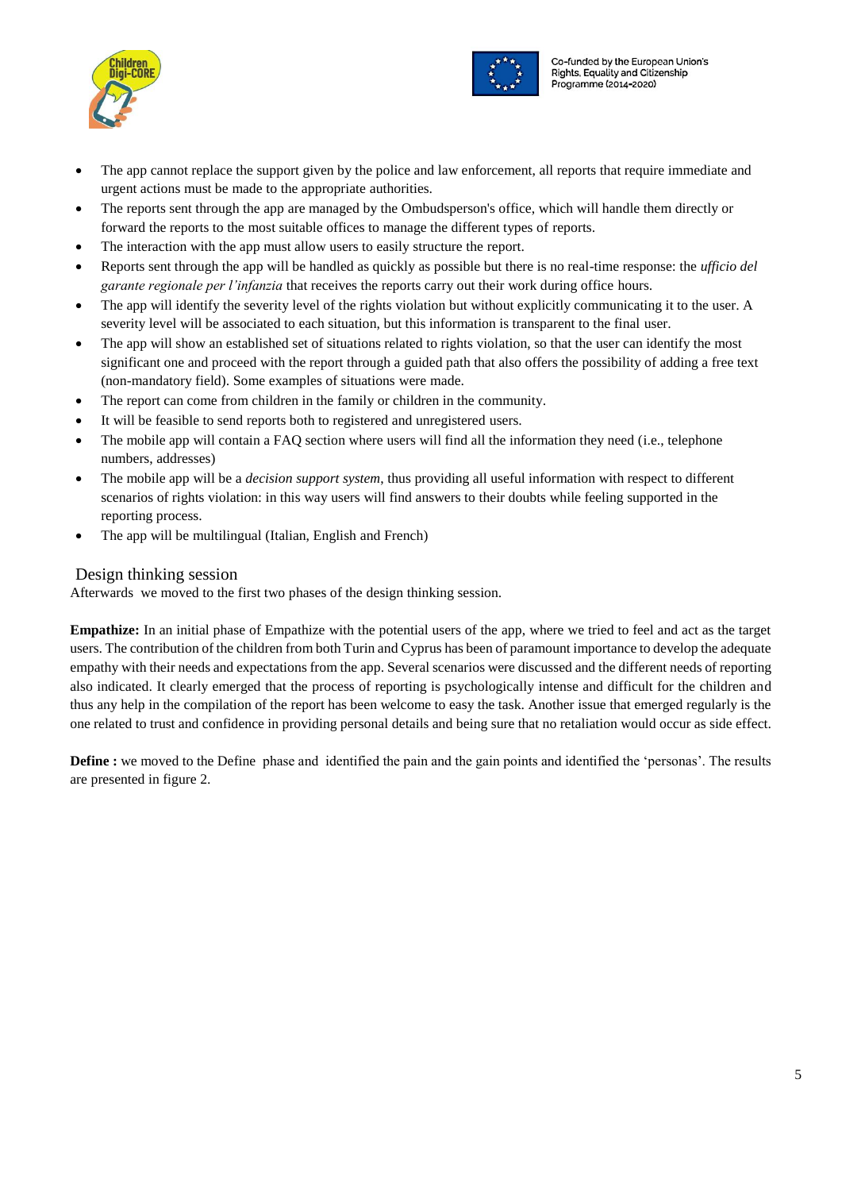- The app cannot replace the support given by the police and law enforcement, all reports that require immediate and urgent actions must be made to the appropriate authorities.
- The reports sent through the app are managed by the Ombudsperson's office, which will handle them directly or forward the reports to the most suitable offices to manage the different types of reports.
- The interaction with the app must allow users to easily structure the report.
- Reports sent through the app will be handled as quickly as possible but there is no real-time response: the *ufficio del garante regionale per l'infanzia* that receives the reports carry out their work during office hours.
- The app will identify the severity level of the rights violation but without explicitly communicating it to the user. A severity level will be associated to each situation, but this information is transparent to the final user.
- The app will show an established set of situations related to rights violation, so that the user can identify the most significant one and proceed with the report through a guided path that also offers the possibility of adding a free text (non-mandatory field). Some examples of situations were made.
- The report can come from children in the family or children in the community.
- It will be feasible to send reports both to registered and unregistered users.
- The mobile app will contain a FAQ section where users will find all the information they need (i.e., telephone numbers, addresses)
- The mobile app will be a *decision support system*, thus providing all useful information with respect to different scenarios of rights violation: in this way users will find answers to their doubts while feeling supported in the reporting process.
- The app will be multilingual (Italian, English and French)

## Design thinking session

Afterwards we moved to the first two phases of the design thinking session.

**Empathize:** In an initial phase of Empathize with the potential users of the app, where we tried to feel and act as the target users. The contribution of the children from both Turin and Cyprus has been of paramount importance to develop the adequate empathy with their needs and expectations from the app. Several scenarios were discussed and the different needs of reporting also indicated. It clearly emerged that the process of reporting is psychologically intense and difficult for the children and thus any help in the compilation of the report has been welcome to easy the task. Another issue that emerged regularly is the one related to trust and confidence in providing personal details and being sure that no retaliation would occur as side effect.

**Define :** we moved to the Define phase and identified the pain and the gain points and identified the 'personas'. The results are presented in figure 2.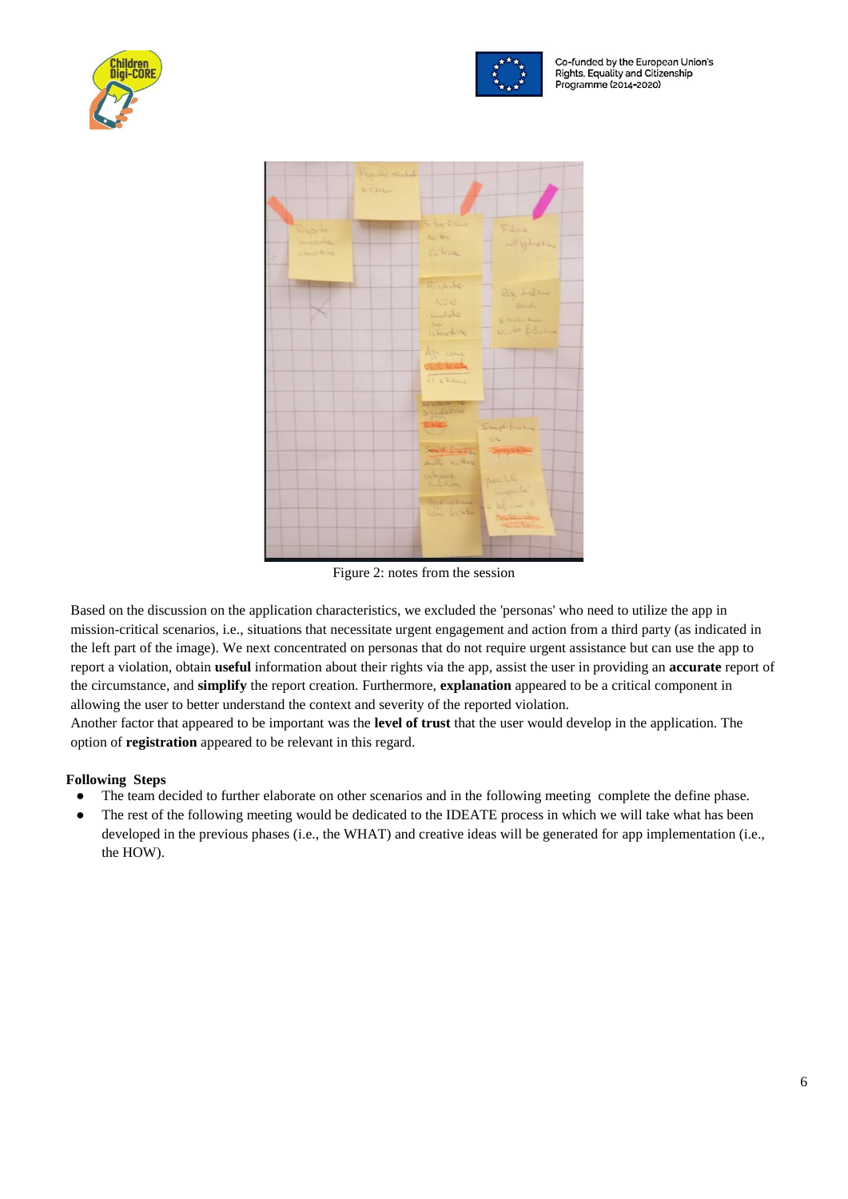Figure 2: notes from the session

Based on the discussion on the application characteristics, we excluded the 'personas' who need to utilize the app in mission-critical scenarios, i.e., situations that necessitate urgent engagement and action from a third party (as indicated in the left part of the image). We next concentrated on personas that do not require urgent assistance but can use the app to report a violation, obtain **useful** information about their rights via the app, assist the user in providing an **accurate** report of the circumstance, and **simplify** the report creation. Furthermore, **explanation** appeared to be a critical component in allowing the user to better understand the context and severity of the reported violation.
Another factor that appeared to be important was the **level of trust** that the user would develop in the application. The option of **registration** appeared to be relevant in this regard.

**Following Steps**

- The team decided to further elaborate on other scenarios and in the following meeting complete the define phase.
- The rest of the following meeting would be dedicated to the IDEATE process in which we will take what has been developed in the previous phases (i.e., the WHAT) and creative ideas will be generated for app implementation (i.e., the HOW).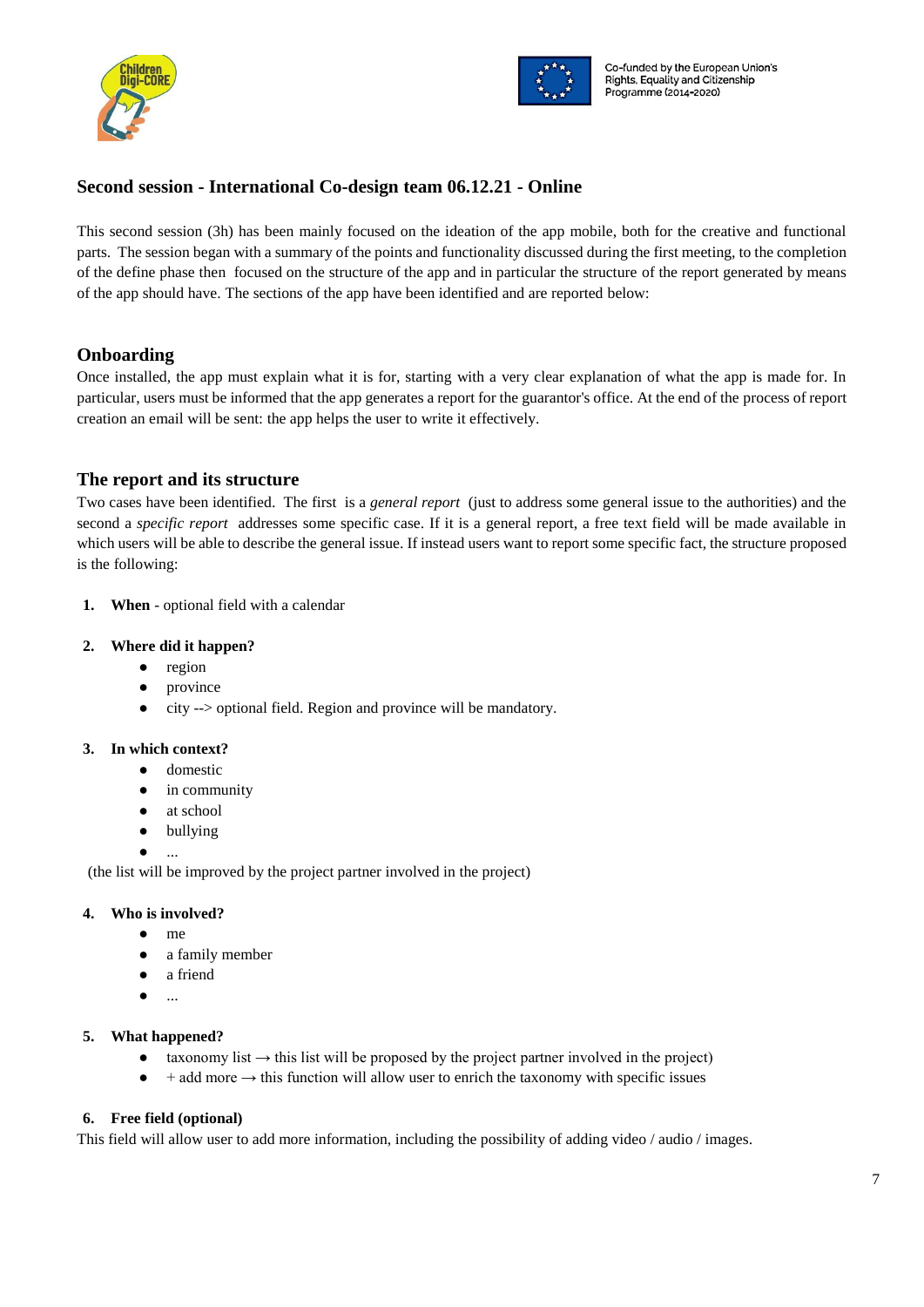## Second session - International Co-design team 06.12.21 - Online

This second session (3h) has been mainly focused on the ideation of the app mobile, both for the creative and functional parts. The session began with a summary of the points and functionality discussed during the first meeting, to the completion of the define phase then focused on the structure of the app and in particular the structure of the report generated by means of the app should have. The sections of the app have been identified and are reported below:

### Onboarding

Once installed, the app must explain what it is for, starting with a very clear explanation of what the app is made for. In particular, users must be informed that the app generates a report for the guarantor's office. At the end of the process of report creation an email will be sent: the app helps the user to write it effectively.

### The report and its structure

Two cases have been identified. The first is a *general report* (just to address some general issue to the authorities) and the second a *specific report* addresses some specific case. If it is a general report, a free text field will be made available in which users will be able to describe the general issue. If instead users want to report some specific fact, the structure proposed is the following:

1. **When** - optional field with a calendar

2. **Where did it happen?**
   - region
   - province
   - city --> optional field. Region and province will be mandatory.

3. **In which context?**
   - domestic
   - in community
   - at school
   - bullying
   - ...

   (the list will be improved by the project partner involved in the project)

4. **Who is involved?**
   - me
   - a family member
   - a friend
   - ...

5. **What happened?**
   - taxonomy list → this list will be proposed by the project partner involved in the project)
   - + add more → this function will allow user to enrich the taxonomy with specific issues

6. **Free field (optional)**

This field will allow user to add more information, including the possibility of adding video / audio / images.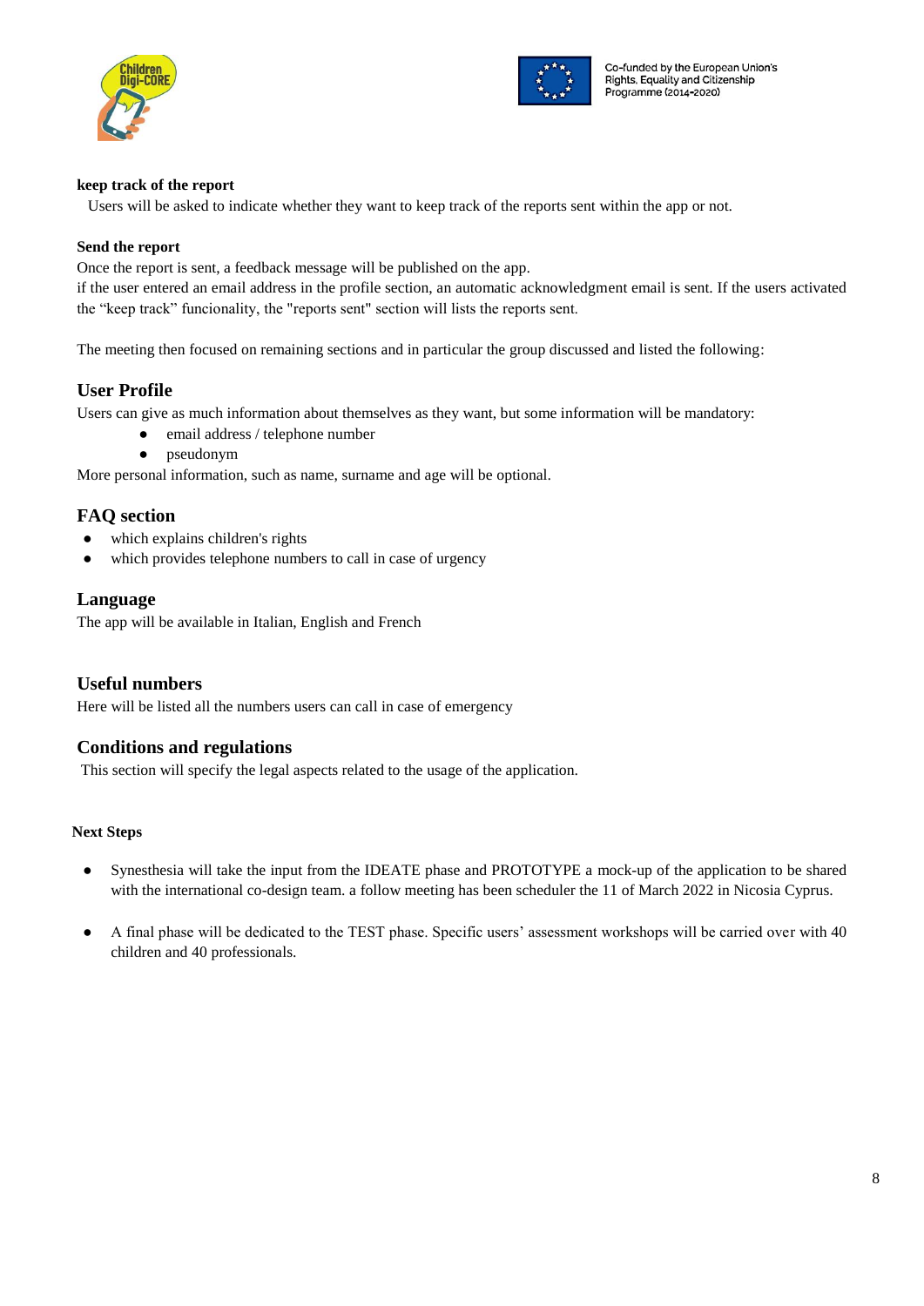**keep track of the report**

Users will be asked to indicate whether they want to keep track of the reports sent within the app or not.

**Send the report**

Once the report is sent, a feedback message will be published on the app.
if the user entered an email address in the profile section, an automatic acknowledgment email is sent. If the users activated the “keep track” funcionality, the "reports sent" section will lists the reports sent.

The meeting then focused on remaining sections and in particular the group discussed and listed the following:

## User Profile

Users can give as much information about themselves as they want, but some information will be mandatory:

- email address / telephone number
- pseudonym

More personal information, such as name, surname and age will be optional.

## FAQ section

- which explains children's rights
- which provides telephone numbers to call in case of urgency

## Language

The app will be available in Italian, English and French

## Useful numbers

Here will be listed all the numbers users can call in case of emergency

## Conditions and regulations

This section will specify the legal aspects related to the usage of the application.

**Next Steps**

- Synesthesia will take the input from the IDEATE phase and PROTOTYPE a mock-up of the application to be shared with the international co-design team. a follow meeting has been scheduler the 11 of March 2022 in Nicosia Cyprus.

- A final phase will be dedicated to the TEST phase. Specific users’ assessment workshops will be carried over with 40 children and 40 professionals.